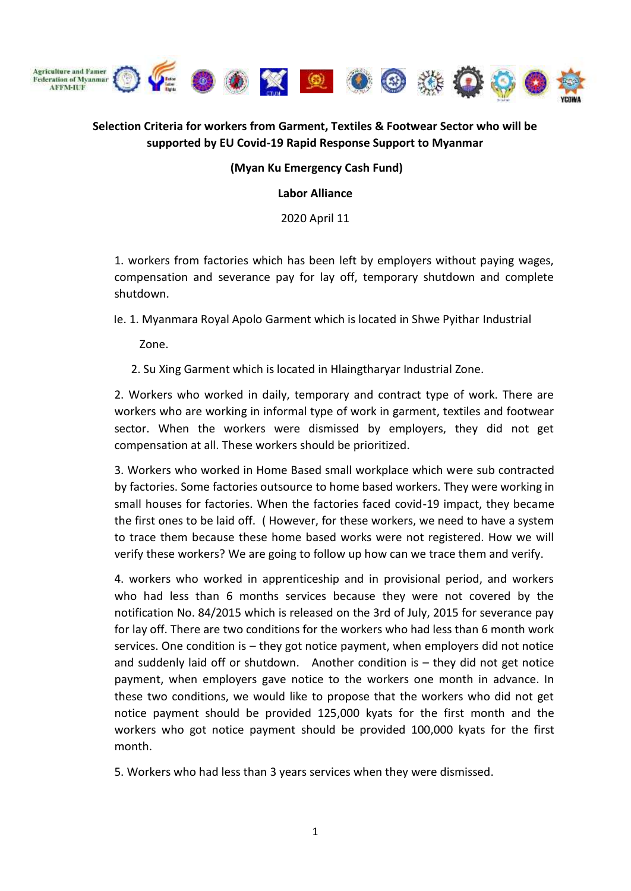Agriculture and Famer Federation of Myanmar AFFM-IUF

**Selection Criteria for workers from Garment, Textiles & Footwear Sector who will be supported by EU Covid-19 Rapid Response Support to Myanmar**

**(Myan Ku Emergency Cash Fund)**

**Labor Alliance**

2020 April 11

1. workers from factories which has been left by employers without paying wages, compensation and severance pay for lay off, temporary shutdown and complete shutdown.

Ie. 1. Myanmara Royal Apolo Garment which is located in Shwe Pyithar Industrial Zone.

2. Su Xing Garment which is located in Hlaingtharyar Industrial Zone.

2. Workers who worked in daily, temporary and contract type of work. There are workers who are working in informal type of work in garment, textiles and footwear sector. When the workers were dismissed by employers, they did not get compensation at all. These workers should be prioritized.

3. Workers who worked in Home Based small workplace which were sub contracted by factories. Some factories outsource to home based workers. They were working in small houses for factories. When the factories faced covid-19 impact, they became the first ones to be laid off. ( However, for these workers, we need to have a system to trace them because these home based works were not registered. How we will verify these workers? We are going to follow up how can we trace them and verify.

4. workers who worked in apprenticeship and in provisional period, and workers who had less than 6 months services because they were not covered by the notification No. 84/2015 which is released on the 3rd of July, 2015 for severance pay for lay off. There are two conditions for the workers who had less than 6 month work services. One condition is – they got notice payment, when employers did not notice and suddenly laid off or shutdown. Another condition is – they did not get notice payment, when employers gave notice to the workers one month in advance. In these two conditions, we would like to propose that the workers who did not get notice payment should be provided 125,000 kyats for the first month and the workers who got notice payment should be provided 100,000 kyats for the first month.

5. Workers who had less than 3 years services when they were dismissed.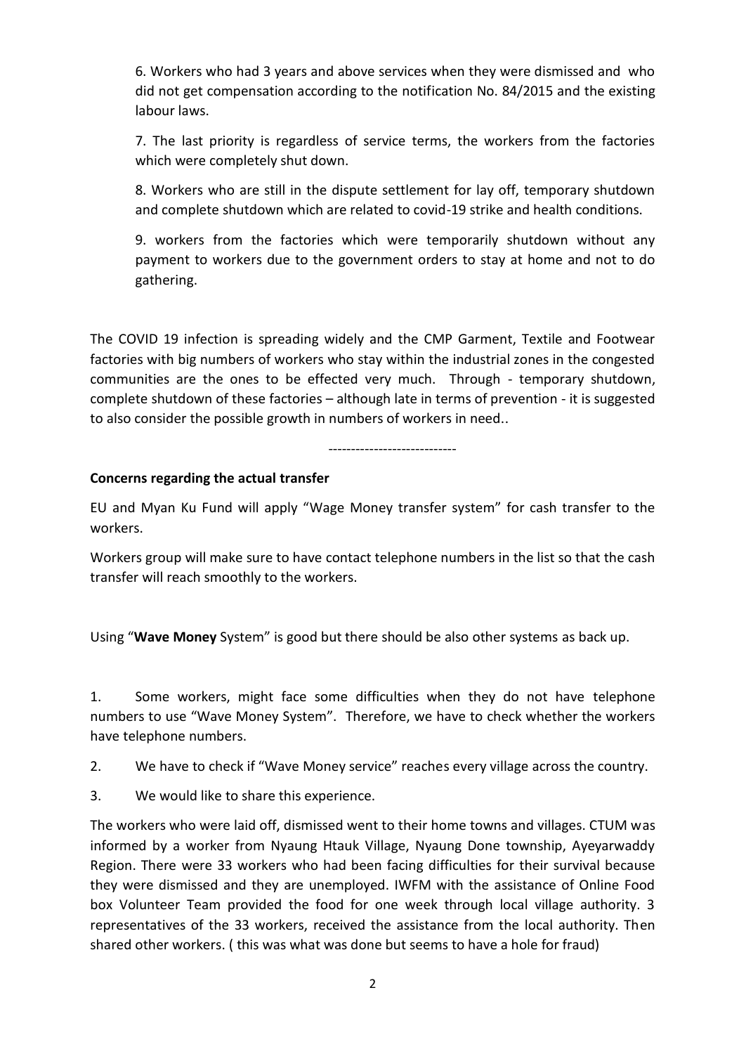6. Workers who had 3 years and above services when they were dismissed and who did not get compensation according to the notification No. 84/2015 and the existing labour laws.

7. The last priority is regardless of service terms, the workers from the factories which were completely shut down.

8. Workers who are still in the dispute settlement for lay off, temporary shutdown and complete shutdown which are related to covid-19 strike and health conditions.

9. workers from the factories which were temporarily shutdown without any payment to workers due to the government orders to stay at home and not to do gathering.

The COVID 19 infection is spreading widely and the CMP Garment, Textile and Footwear factories with big numbers of workers who stay within the industrial zones in the congested communities are the ones to be effected very much. Through - temporary shutdown, complete shutdown of these factories – although late in terms of prevention - it is suggested to also consider the possible growth in numbers of workers in need..

----------------------------

**Concerns regarding the actual transfer**

EU and Myan Ku Fund will apply "Wage Money transfer system" for cash transfer to the workers.

Workers group will make sure to have contact telephone numbers in the list so that the cash transfer will reach smoothly to the workers.

Using "**Wave Money** System" is good but there should be also other systems as back up.

1. Some workers, might face some difficulties when they do not have telephone numbers to use "Wave Money System". Therefore, we have to check whether the workers have telephone numbers.

2. We have to check if "Wave Money service" reaches every village across the country.

3. We would like to share this experience.

The workers who were laid off, dismissed went to their home towns and villages. CTUM was informed by a worker from Nyaung Htauk Village, Nyaung Done township, Ayeyarwaddy Region. There were 33 workers who had been facing difficulties for their survival because they were dismissed and they are unemployed. IWFM with the assistance of Online Food box Volunteer Team provided the food for one week through local village authority. 3 representatives of the 33 workers, received the assistance from the local authority. Then shared other workers. ( this was what was done but seems to have a hole for fraud)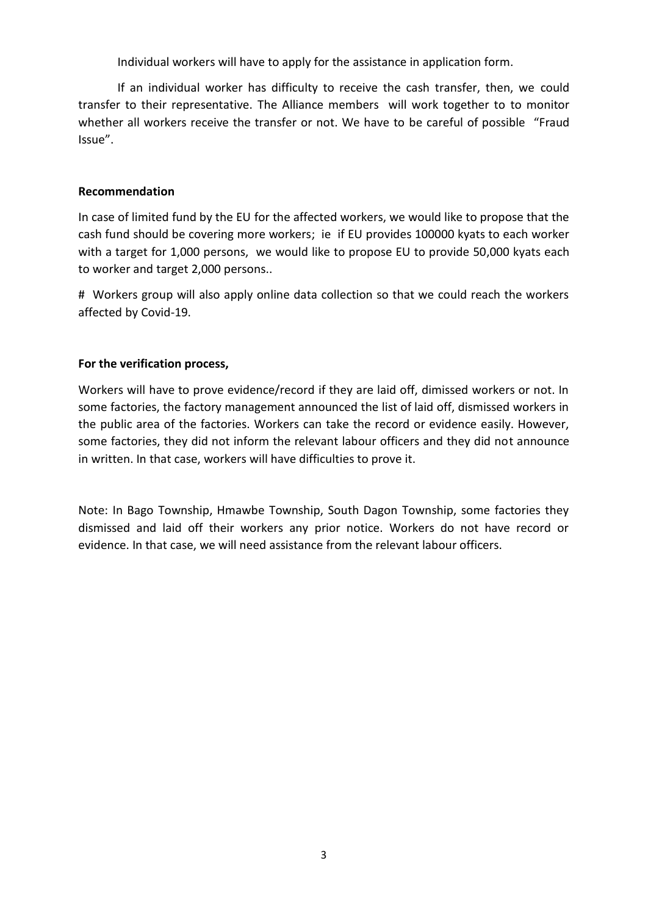Individual workers will have to apply for the assistance in application form.

If an individual worker has difficulty to receive the cash transfer, then, we could transfer to their representative. The Alliance members will work together to to monitor whether all workers receive the transfer or not. We have to be careful of possible "Fraud Issue".

**Recommendation**

In case of limited fund by the EU for the affected workers, we would like to propose that the cash fund should be covering more workers; ie if EU provides 100000 kyats to each worker with a target for 1,000 persons, we would like to propose EU to provide 50,000 kyats each to worker and target 2,000 persons..

# Workers group will also apply online data collection so that we could reach the workers affected by Covid-19.

**For the verification process,**

Workers will have to prove evidence/record if they are laid off, dimissed workers or not. In some factories, the factory management announced the list of laid off, dismissed workers in the public area of the factories. Workers can take the record or evidence easily. However, some factories, they did not inform the relevant labour officers and they did not announce in written. In that case, workers will have difficulties to prove it.

Note: In Bago Township, Hmawbe Township, South Dagon Township, some factories they dismissed and laid off their workers any prior notice. Workers do not have record or evidence. In that case, we will need assistance from the relevant labour officers.